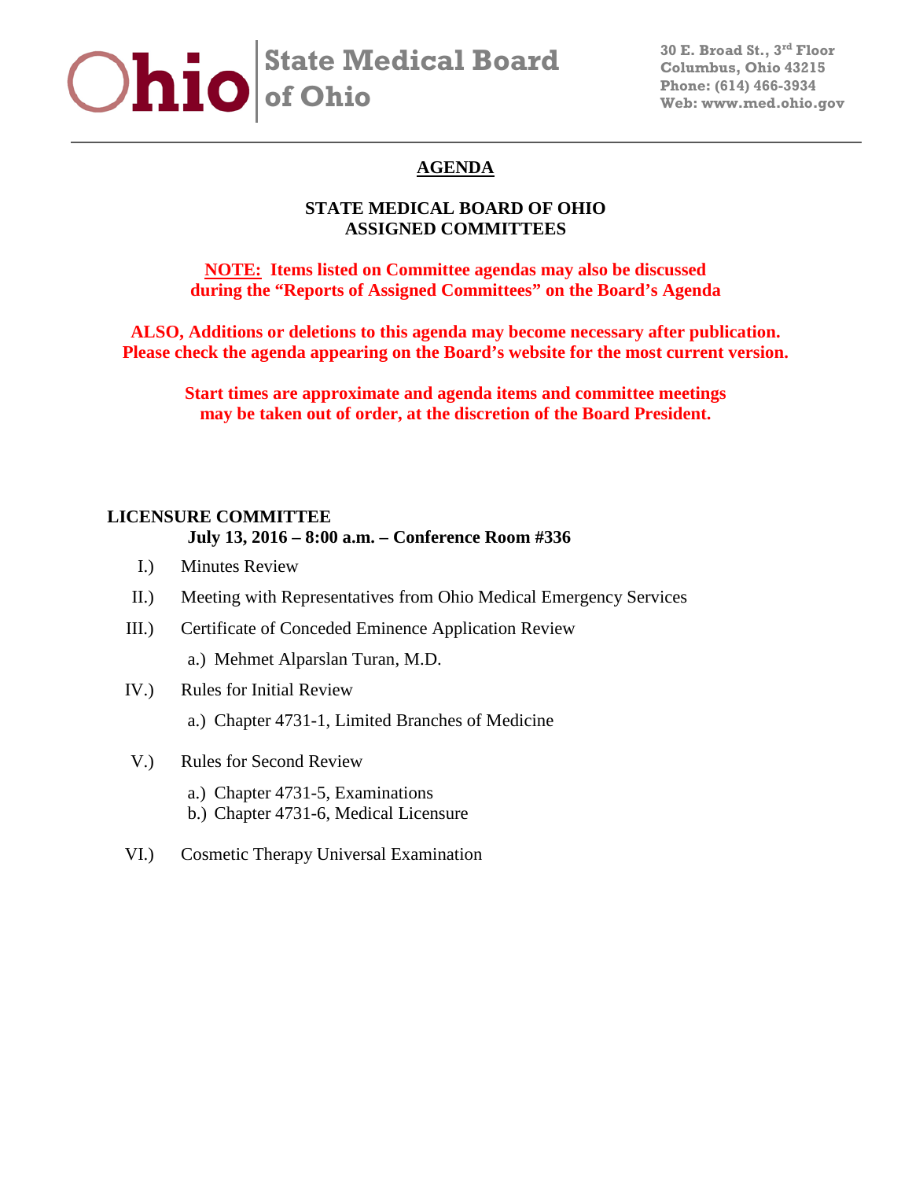State Medical Board of Ohio

30 E. Broad St., 3rd Floor
Columbus, Ohio 43215
Phone: (614) 466-3934
Web: www.med.ohio.gov

# AGENDA

## STATE MEDICAL BOARD OF OHIO
## ASSIGNED COMMITTEES

**NOTE: Items listed on Committee agendas may also be discussed during the "Reports of Assigned Committees" on the Board's Agenda**

**ALSO, Additions or deletions to this agenda may become necessary after publication. Please check the agenda appearing on the Board's website for the most current version.**

**Start times are approximate and agenda items and committee meetings may be taken out of order, at the discretion of the Board President.**

### LICENSURE COMMITTEE

**July 13, 2016 – 8:00 a.m. – Conference Room #336**

I.) Minutes Review

II.) Meeting with Representatives from Ohio Medical Emergency Services

III.) Certificate of Conceded Eminence Application Review

- a.) Mehmet Alparslan Turan, M.D.

IV.) Rules for Initial Review

- a.) Chapter 4731-1, Limited Branches of Medicine

V.) Rules for Second Review

- a.) Chapter 4731-5, Examinations
- b.) Chapter 4731-6, Medical Licensure

VI.) Cosmetic Therapy Universal Examination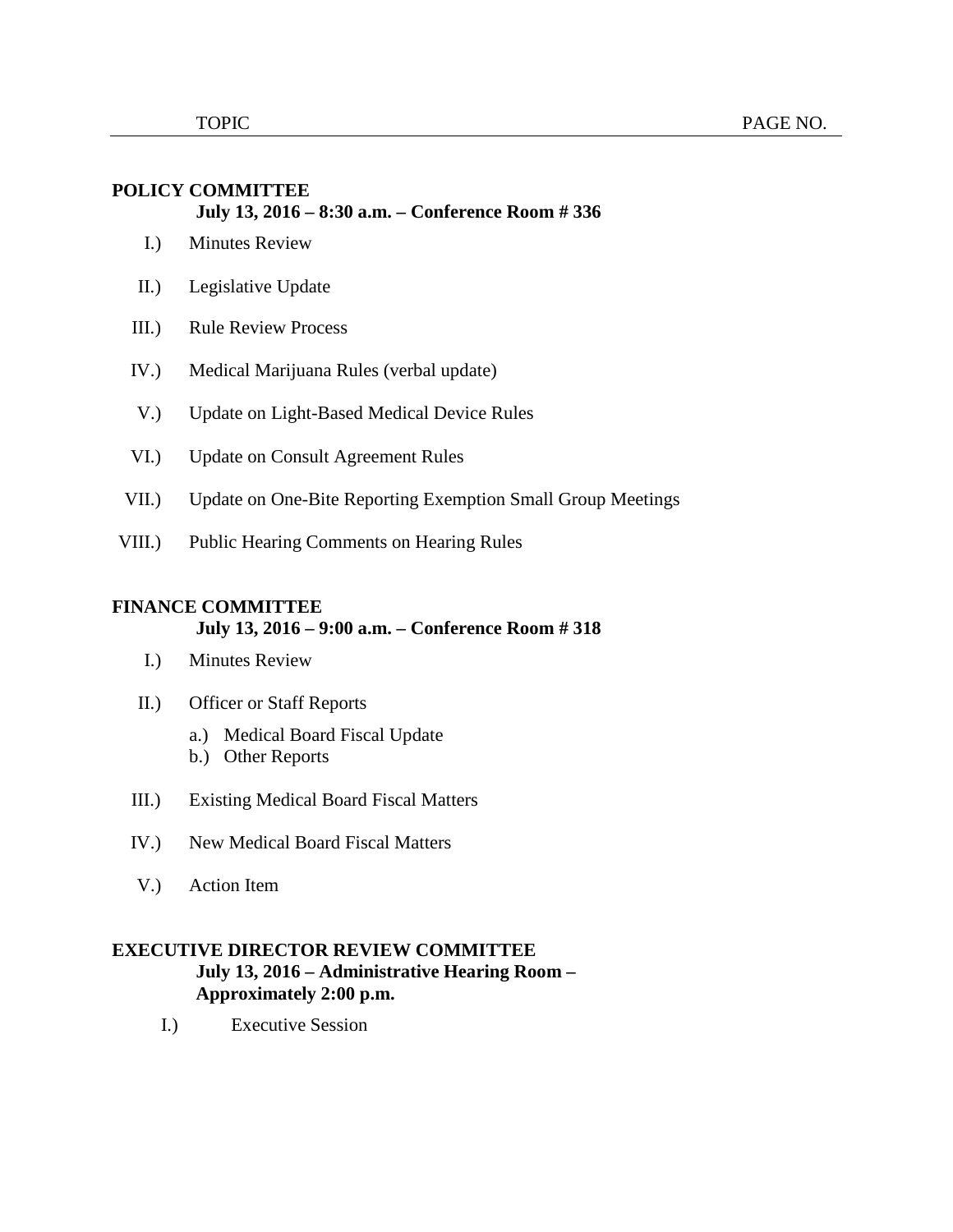| TOPIC | PAGE NO. |
| --- | --- |

**POLICY COMMITTEE**

**July 13, 2016 – 8:30 a.m. – Conference Room # 336**

I.) Minutes Review

II.) Legislative Update

III.) Rule Review Process

IV.) Medical Marijuana Rules (verbal update)

V.) Update on Light-Based Medical Device Rules

VI.) Update on Consult Agreement Rules

VII.) Update on One-Bite Reporting Exemption Small Group Meetings

VIII.) Public Hearing Comments on Hearing Rules

**FINANCE COMMITTEE**

**July 13, 2016 – 9:00 a.m. – Conference Room # 318**

I.) Minutes Review

II.) Officer or Staff Reports

a.) Medical Board Fiscal Update
b.) Other Reports

III.) Existing Medical Board Fiscal Matters

IV.) New Medical Board Fiscal Matters

V.) Action Item

**EXECUTIVE DIRECTOR REVIEW COMMITTEE**

**July 13, 2016 – Administrative Hearing Room – Approximately 2:00 p.m.**

I.) Executive Session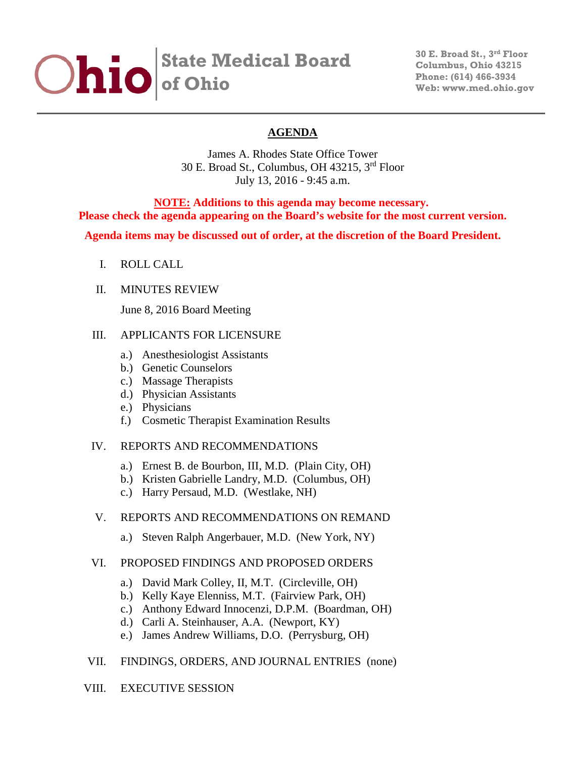**Ohio** | **State Medical Board of Ohio**

**30 E. Broad St., 3rd Floor**
**Columbus, Ohio 43215**
**Phone: (614) 466-3934**
**Web: www.med.ohio.gov**

---

# AGENDA

James A. Rhodes State Office Tower
30 E. Broad St., Columbus, OH 43215, 3rd Floor
July 13, 2016 - 9:45 a.m.

**NOTE: Additions to this agenda may become necessary.**
**Please check the agenda appearing on the Board's website for the most current version.**

**Agenda items may be discussed out of order, at the discretion of the Board President.**

I. ROLL CALL

II. MINUTES REVIEW

June 8, 2016 Board Meeting

III. APPLICANTS FOR LICENSURE

a.) Anesthesiologist Assistants
b.) Genetic Counselors
c.) Massage Therapists
d.) Physician Assistants
e.) Physicians
f.) Cosmetic Therapist Examination Results

IV. REPORTS AND RECOMMENDATIONS

a.) Ernest B. de Bourbon, III, M.D. (Plain City, OH)
b.) Kristen Gabrielle Landry, M.D. (Columbus, OH)
c.) Harry Persaud, M.D. (Westlake, NH)

V. REPORTS AND RECOMMENDATIONS ON REMAND

a.) Steven Ralph Angerbauer, M.D. (New York, NY)

VI. PROPOSED FINDINGS AND PROPOSED ORDERS

a.) David Mark Colley, II, M.T. (Circleville, OH)
b.) Kelly Kaye Elenniss, M.T. (Fairview Park, OH)
c.) Anthony Edward Innocenzi, D.P.M. (Boardman, OH)
d.) Carli A. Steinhauser, A.A. (Newport, KY)
e.) James Andrew Williams, D.O. (Perrysburg, OH)

VII. FINDINGS, ORDERS, AND JOURNAL ENTRIES (none)

VIII. EXECUTIVE SESSION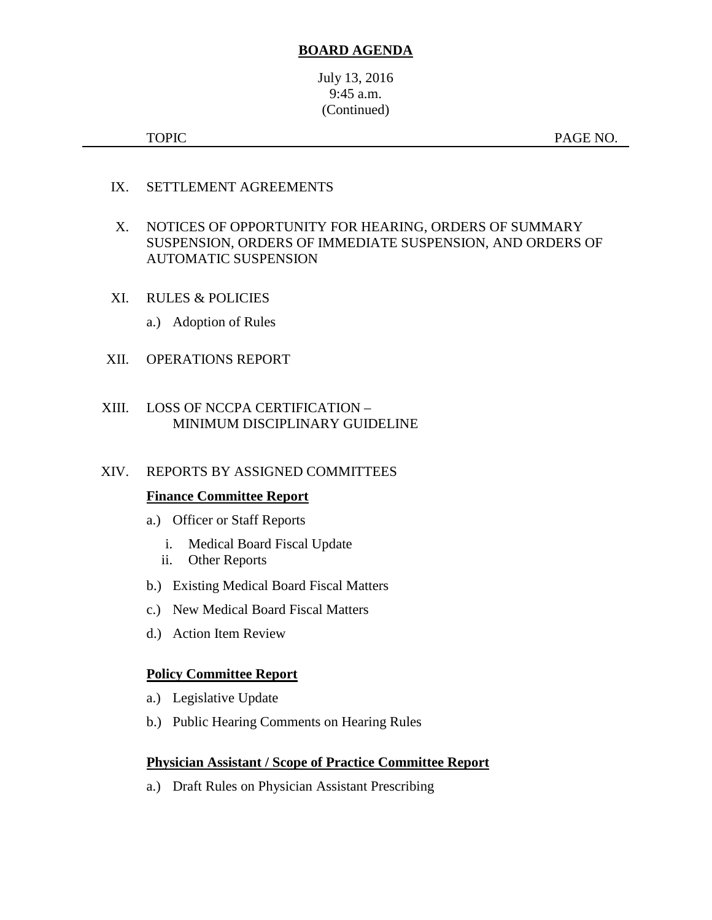**BOARD AGENDA**

July 13, 2016
9:45 a.m.
(Continued)

| TOPIC | PAGE NO. |
|---|---|

IX. SETTLEMENT AGREEMENTS

X. NOTICES OF OPPORTUNITY FOR HEARING, ORDERS OF SUMMARY SUSPENSION, ORDERS OF IMMEDIATE SUSPENSION, AND ORDERS OF AUTOMATIC SUSPENSION

XI. RULES & POLICIES

- a.) Adoption of Rules

XII. OPERATIONS REPORT

XIII. LOSS OF NCCPA CERTIFICATION – MINIMUM DISCIPLINARY GUIDELINE

XIV. REPORTS BY ASSIGNED COMMITTEES

**Finance Committee Report**

- a.) Officer or Staff Reports
  - i. Medical Board Fiscal Update
  - ii. Other Reports
- b.) Existing Medical Board Fiscal Matters
- c.) New Medical Board Fiscal Matters
- d.) Action Item Review

**Policy Committee Report**

- a.) Legislative Update
- b.) Public Hearing Comments on Hearing Rules

**Physician Assistant / Scope of Practice Committee Report**

- a.) Draft Rules on Physician Assistant Prescribing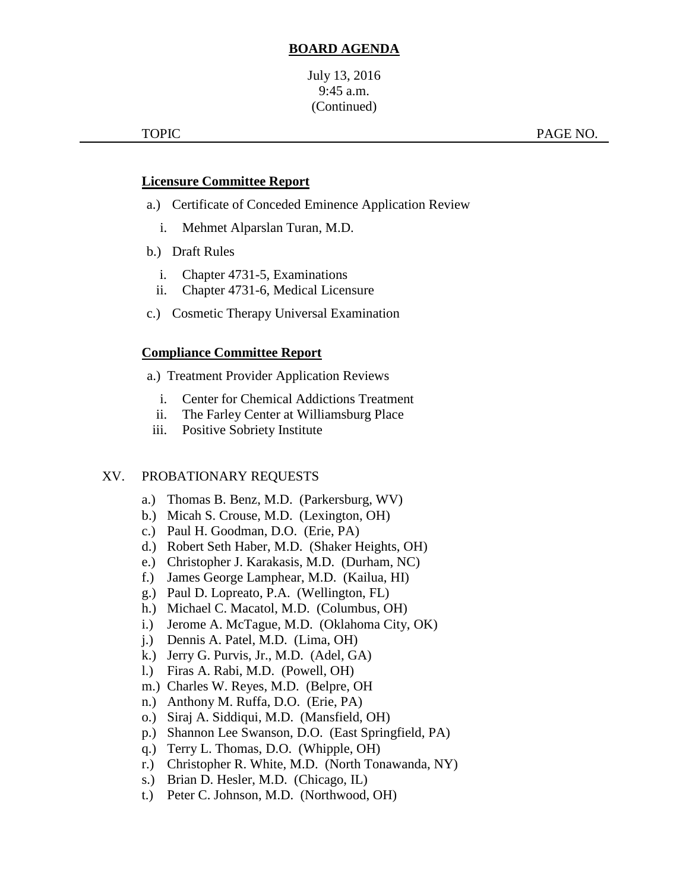**BOARD AGENDA**

July 13, 2016
9:45 a.m.
(Continued)

TOPIC PAGE NO.

---

**Licensure Committee Report**

a.) Certificate of Conceded Eminence Application Review

   i. Mehmet Alparslan Turan, M.D.

b.) Draft Rules

   i. Chapter 4731-5, Examinations
   ii. Chapter 4731-6, Medical Licensure

c.) Cosmetic Therapy Universal Examination

**Compliance Committee Report**

a.) Treatment Provider Application Reviews

   i. Center for Chemical Addictions Treatment
   ii. The Farley Center at Williamsburg Place
   iii. Positive Sobriety Institute

XV. PROBATIONARY REQUESTS

a.) Thomas B. Benz, M.D. (Parkersburg, WV)
b.) Micah S. Crouse, M.D. (Lexington, OH)
c.) Paul H. Goodman, D.O. (Erie, PA)
d.) Robert Seth Haber, M.D. (Shaker Heights, OH)
e.) Christopher J. Karakasis, M.D. (Durham, NC)
f.) James George Lamphear, M.D. (Kailua, HI)
g.) Paul D. Lopreato, P.A. (Wellington, FL)
h.) Michael C. Macatol, M.D. (Columbus, OH)
i.) Jerome A. McTague, M.D. (Oklahoma City, OK)
j.) Dennis A. Patel, M.D. (Lima, OH)
k.) Jerry G. Purvis, Jr., M.D. (Adel, GA)
l.) Firas A. Rabi, M.D. (Powell, OH)
m.) Charles W. Reyes, M.D. (Belpre, OH
n.) Anthony M. Ruffa, D.O. (Erie, PA)
o.) Siraj A. Siddiqui, M.D. (Mansfield, OH)
p.) Shannon Lee Swanson, D.O. (East Springfield, PA)
q.) Terry L. Thomas, D.O. (Whipple, OH)
r.) Christopher R. White, M.D. (North Tonawanda, NY)
s.) Brian D. Hesler, M.D. (Chicago, IL)
t.) Peter C. Johnson, M.D. (Northwood, OH)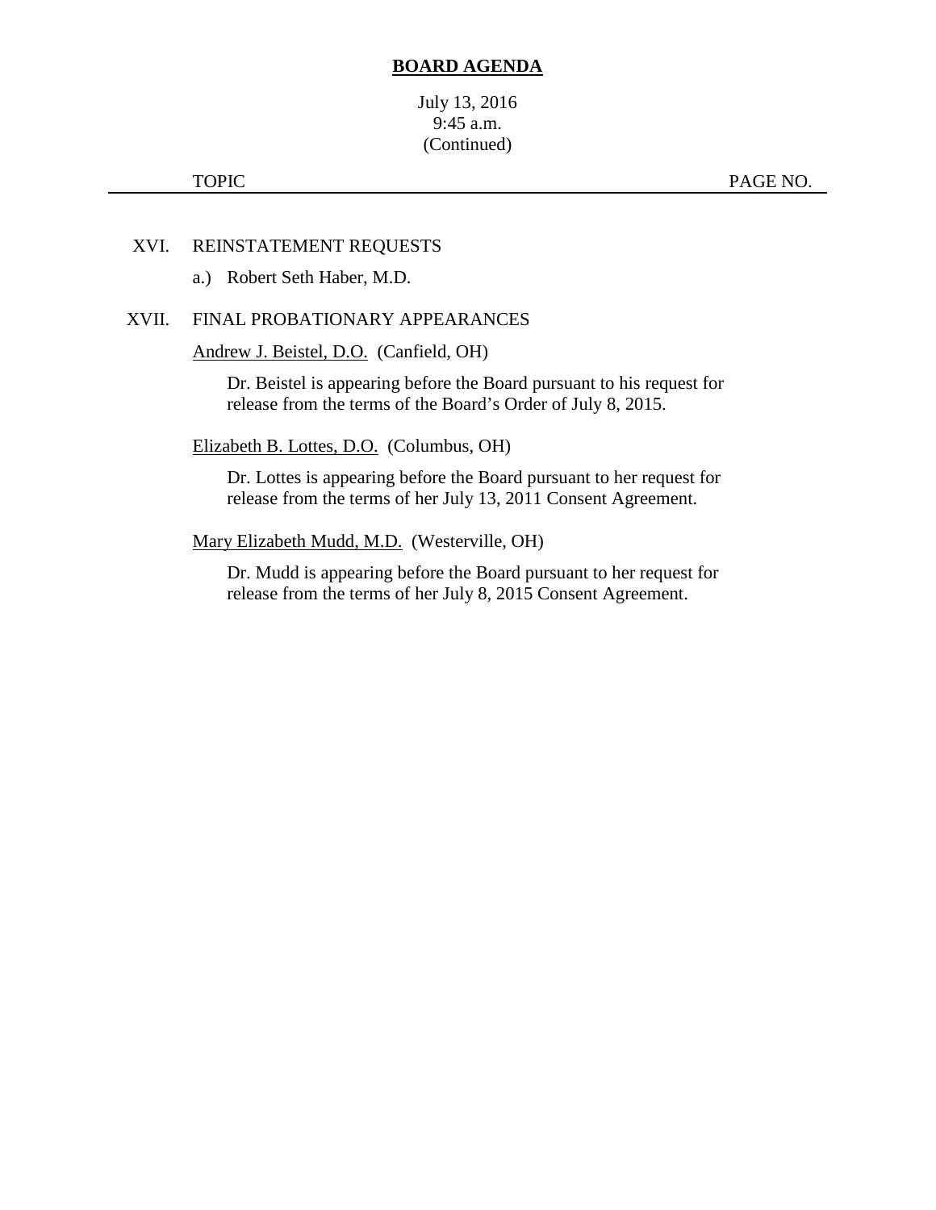**BOARD AGENDA**

July 13, 2016
9:45 a.m.
(Continued)

TOPIC PAGE NO.

XVI. REINSTATEMENT REQUESTS

a.) Robert Seth Haber, M.D.

XVII. FINAL PROBATIONARY APPEARANCES

Andrew J. Beistel, D.O. (Canfield, OH)

Dr. Beistel is appearing before the Board pursuant to his request for release from the terms of the Board's Order of July 8, 2015.

Elizabeth B. Lottes, D.O. (Columbus, OH)

Dr. Lottes is appearing before the Board pursuant to her request for release from the terms of her July 13, 2011 Consent Agreement.

Mary Elizabeth Mudd, M.D. (Westerville, OH)

Dr. Mudd is appearing before the Board pursuant to her request for release from the terms of her July 8, 2015 Consent Agreement.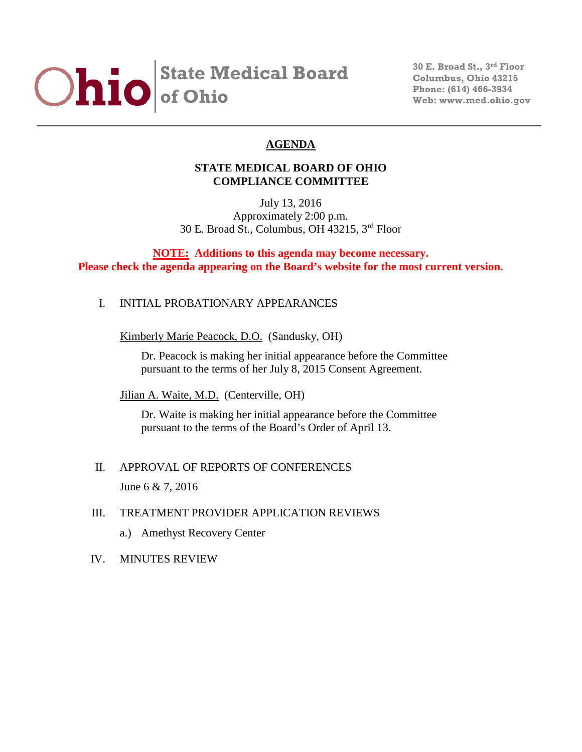# Ohio | State Medical Board of Ohio

30 E. Broad St., 3rd Floor
Columbus, Ohio 43215
Phone: (614) 466-3934
Web: www.med.ohio.gov

---

## AGENDA

**STATE MEDICAL BOARD OF OHIO**
**COMPLIANCE COMMITTEE**

July 13, 2016
Approximately 2:00 p.m.
30 E. Broad St., Columbus, OH 43215, 3rd Floor

**NOTE: Additions to this agenda may become necessary.**
**Please check the agenda appearing on the Board's website for the most current version.**

I. INITIAL PROBATIONARY APPEARANCES

Kimberly Marie Peacock, D.O. (Sandusky, OH)

Dr. Peacock is making her initial appearance before the Committee pursuant to the terms of her July 8, 2015 Consent Agreement.

Jilian A. Waite, M.D. (Centerville, OH)

Dr. Waite is making her initial appearance before the Committee pursuant to the terms of the Board's Order of April 13.

II. APPROVAL OF REPORTS OF CONFERENCES

June 6 & 7, 2016

III. TREATMENT PROVIDER APPLICATION REVIEWS

a.) Amethyst Recovery Center

IV. MINUTES REVIEW